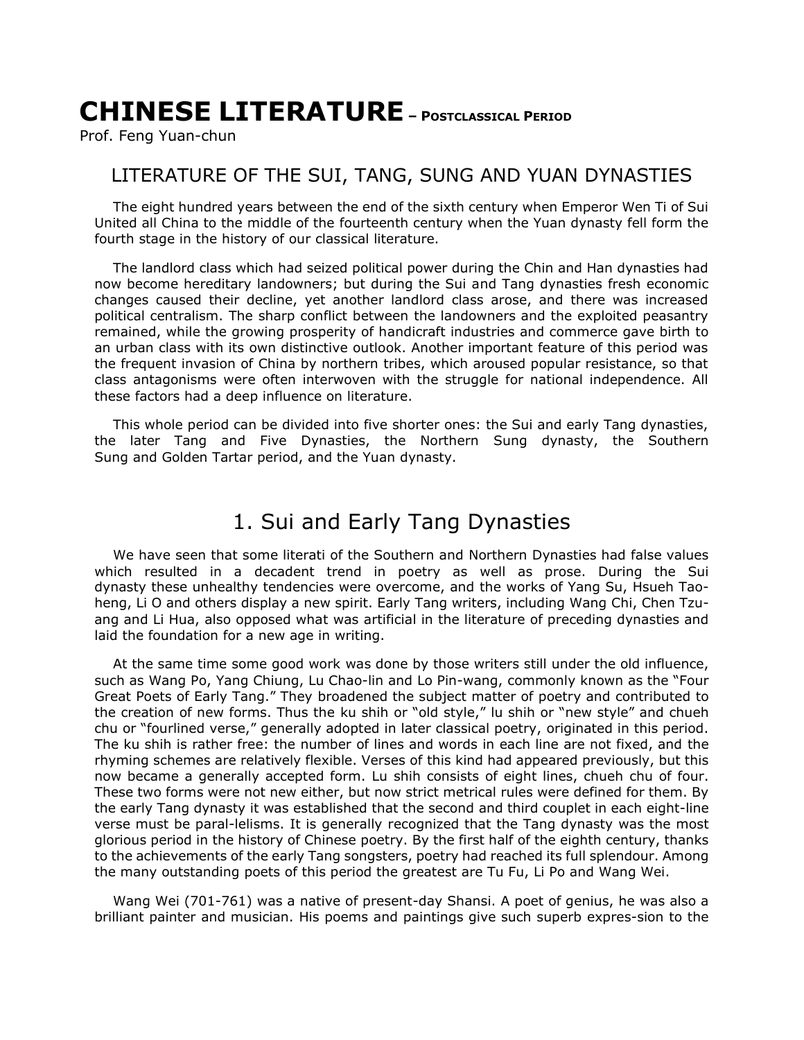# CHINESE LITERATURE – POSTCLASSICAL PERIOD

Prof. Feng Yuan-chun

## LITERATURE OF THE SUI, TANG, SUNG AND YUAN DYNASTIES

The eight hundred years between the end of the sixth century when Emperor Wen Ti of Sui United all China to the middle of the fourteenth century when the Yuan dynasty fell form the fourth stage in the history of our classical literature.

The landlord class which had seized political power during the Chin and Han dynasties had now become hereditary landowners; but during the Sui and Tang dynasties fresh economic changes caused their decline, yet another landlord class arose, and there was increased political centralism. The sharp conflict between the landowners and the exploited peasantry remained, while the growing prosperity of handicraft industries and commerce gave birth to an urban class with its own distinctive outlook. Another important feature of this period was the frequent invasion of China by northern tribes, which aroused popular resistance, so that class antagonisms were often interwoven with the struggle for national independence. All these factors had a deep influence on literature.

This whole period can be divided into five shorter ones: the Sui and early Tang dynasties, the later Tang and Five Dynasties, the Northern Sung dynasty, the Southern Sung and Golden Tartar period, and the Yuan dynasty.

## 1. Sui and Early Tang Dynasties

We have seen that some literati of the Southern and Northern Dynasties had false values which resulted in a decadent trend in poetry as well as prose. During the Sui dynasty these unhealthy tendencies were overcome, and the works of Yang Su, Hsueh Tao-heng, Li O and others display a new spirit. Early Tang writers, including Wang Chi, Chen Tzu-ang and Li Hua, also opposed what was artificial in the literature of preceding dynasties and laid the foundation for a new age in writing.

At the same time some good work was done by those writers still under the old influence, such as Wang Po, Yang Chiung, Lu Chao-lin and Lo Pin-wang, commonly known as the "Four Great Poets of Early Tang." They broadened the subject matter of poetry and contributed to the creation of new forms. Thus the ku shih or "old style," lu shih or "new style" and chueh chu or "fourlined verse," generally adopted in later classical poetry, originated in this period. The ku shih is rather free: the number of lines and words in each line are not fixed, and the rhyming schemes are relatively flexible. Verses of this kind had appeared previously, but this now became a generally accepted form. Lu shih consists of eight lines, chueh chu of four. These two forms were not new either, but now strict metrical rules were defined for them. By the early Tang dynasty it was established that the second and third couplet in each eight-line verse must be paral-lelisms. It is generally recognized that the Tang dynasty was the most glorious period in the history of Chinese poetry. By the first half of the eighth century, thanks to the achievements of the early Tang songsters, poetry had reached its full splendour. Among the many outstanding poets of this period the greatest are Tu Fu, Li Po and Wang Wei.

Wang Wei (701-761) was a native of present-day Shansi. A poet of genius, he was also a brilliant painter and musician. His poems and paintings give such superb expres-sion to the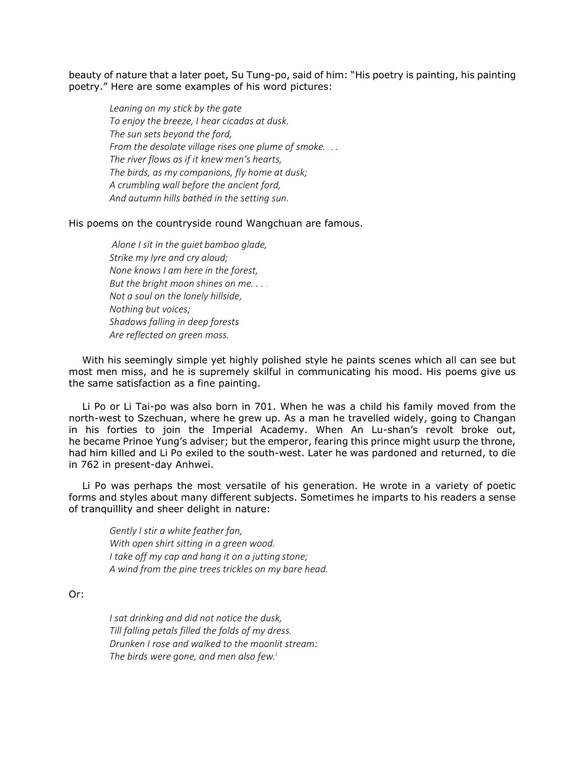beauty of nature that a later poet, Su Tung-po, said of him: "His poetry is painting, his painting poetry." Here are some examples of his word pictures:

> *Leaning on my stick by the gate*
> *To enjoy the breeze, I hear cicadas at dusk.*
> *The sun sets beyond the ford,*
> *From the desolate village rises one plume of smoke. . . .*
> *The river flows as if it knew men's hearts,*
> *The birds, as my companions, fly home at dusk;*
> *A crumbling wall before the ancient ford,*
> *And autumn hills bathed in the setting sun.*

His poems on the countryside round Wangchuan are famous.

> *Alone I sit in the guiet bamboo glade,*
> *Strike my lyre and cry aloud;*
> *None knows I am here in the forest,*
> *But the bright moon shines on me. . . .*
> *Not a soul on the lonely hillside,*
> *Nothing but voices;*
> *Shadows falling in deep forests*
> *Are reflected on green moss.*

With his seemingly simple yet highly polished style he paints scenes which all can see but most men miss, and he is supremely skilful in communicating his mood. His poems give us the same satisfaction as a fine painting.

Li Po or Li Tai-po was also born in 701. When he was a child his family moved from the north-west to Szechuan, where he grew up. As a man he travelled widely, going to Changan in his forties to join the Imperial Academy. When An Lu-shan's revolt broke out, he became Prinoe Yung's adviser; but the emperor, fearing this prince might usurp the throne, had him killed and Li Po exiled to the south-west. Later he was pardoned and returned, to die in 762 in present-day Anhwei.

Li Po was perhaps the most versatile of his generation. He wrote in a variety of poetic forms and styles about many different subjects. Sometimes he imparts to his readers a sense of tranquillity and sheer delight in nature:

> *Gently I stir a white feather fan,*
> *With open shirt sitting in a green wood.*
> *I take off my cap and hang it on a jutting stone;*
> *A wind from the pine trees trickles on my bare head.*

Or:

> *I sat drinking and did not notice the dusk,*
> *Till falling petals filled the folds of my dress.*
> *Drunken I rose and walked to the moonlit stream:*
> *The birds were gone, and men also few.*[i]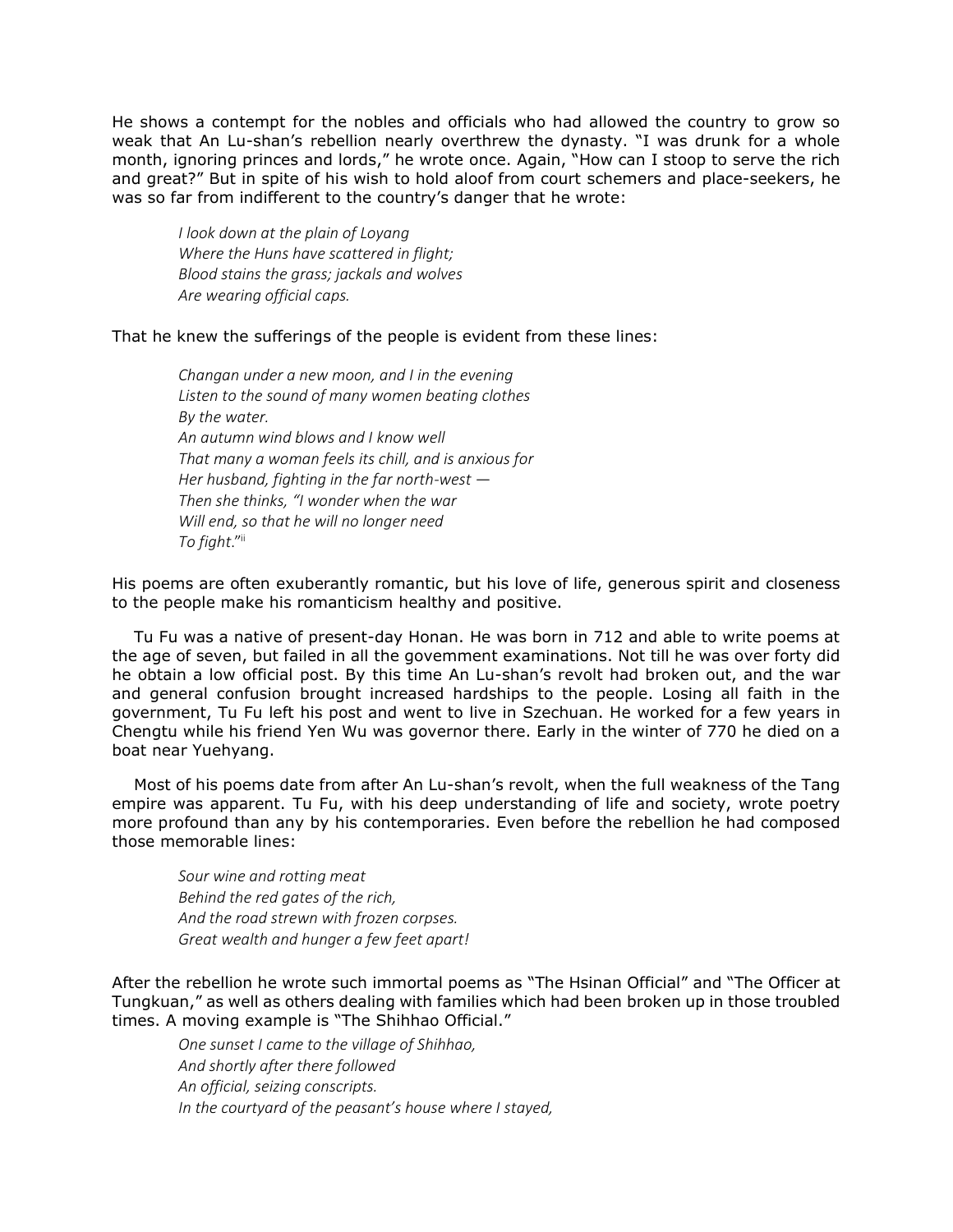He shows a contempt for the nobles and officials who had allowed the country to grow so weak that An Lu-shan's rebellion nearly overthrew the dynasty. "I was drunk for a whole month, ignoring princes and lords," he wrote once. Again, "How can I stoop to serve the rich and great?" But in spite of his wish to hold aloof from court schemers and place-seekers, he was so far from indifferent to the country's danger that he wrote:

> *I look down at the plain of Loyang*
> *Where the Huns have scattered in flight;*
> *Blood stains the grass; jackals and wolves*
> *Are wearing official caps.*

That he knew the sufferings of the people is evident from these lines:

> *Changan under a new moon, and I in the evening*
> *Listen to the sound of many women beating clothes*
> *By the water.*
> *An autumn wind blows and I know well*
> *That many a woman feels its chill, and is anxious for*
> *Her husband, fighting in the far north-west —*
> *Then she thinks, "I wonder when the war*
> *Will end, so that he will no longer need*
> *To fight."*[ii]

His poems are often exuberantly romantic, but his love of life, generous spirit and closeness to the people make his romanticism healthy and positive.

Tu Fu was a native of present-day Honan. He was born in 712 and able to write poems at the age of seven, but failed in all the government examinations. Not till he was over forty did he obtain a low official post. By this time An Lu-shan's revolt had broken out, and the war and general confusion brought increased hardships to the people. Losing all faith in the government, Tu Fu left his post and went to live in Szechuan. He worked for a few years in Chengtu while his friend Yen Wu was governor there. Early in the winter of 770 he died on a boat near Yuehyang.

Most of his poems date from after An Lu-shan's revolt, when the full weakness of the Tang empire was apparent. Tu Fu, with his deep understanding of life and society, wrote poetry more profound than any by his contemporaries. Even before the rebellion he had composed those memorable lines:

> *Sour wine and rotting meat*
> *Behind the red gates of the rich,*
> *And the road strewn with frozen corpses.*
> *Great wealth and hunger a few feet apart!*

After the rebellion he wrote such immortal poems as "The Hsinan Official" and "The Officer at Tungkuan," as well as others dealing with families which had been broken up in those troubled times. A moving example is "The Shihhao Official."

> *One sunset I came to the village of Shihhao,*
> *And shortly after there followed*
> *An official, seizing conscripts.*
> *In the courtyard of the peasant's house where I stayed,*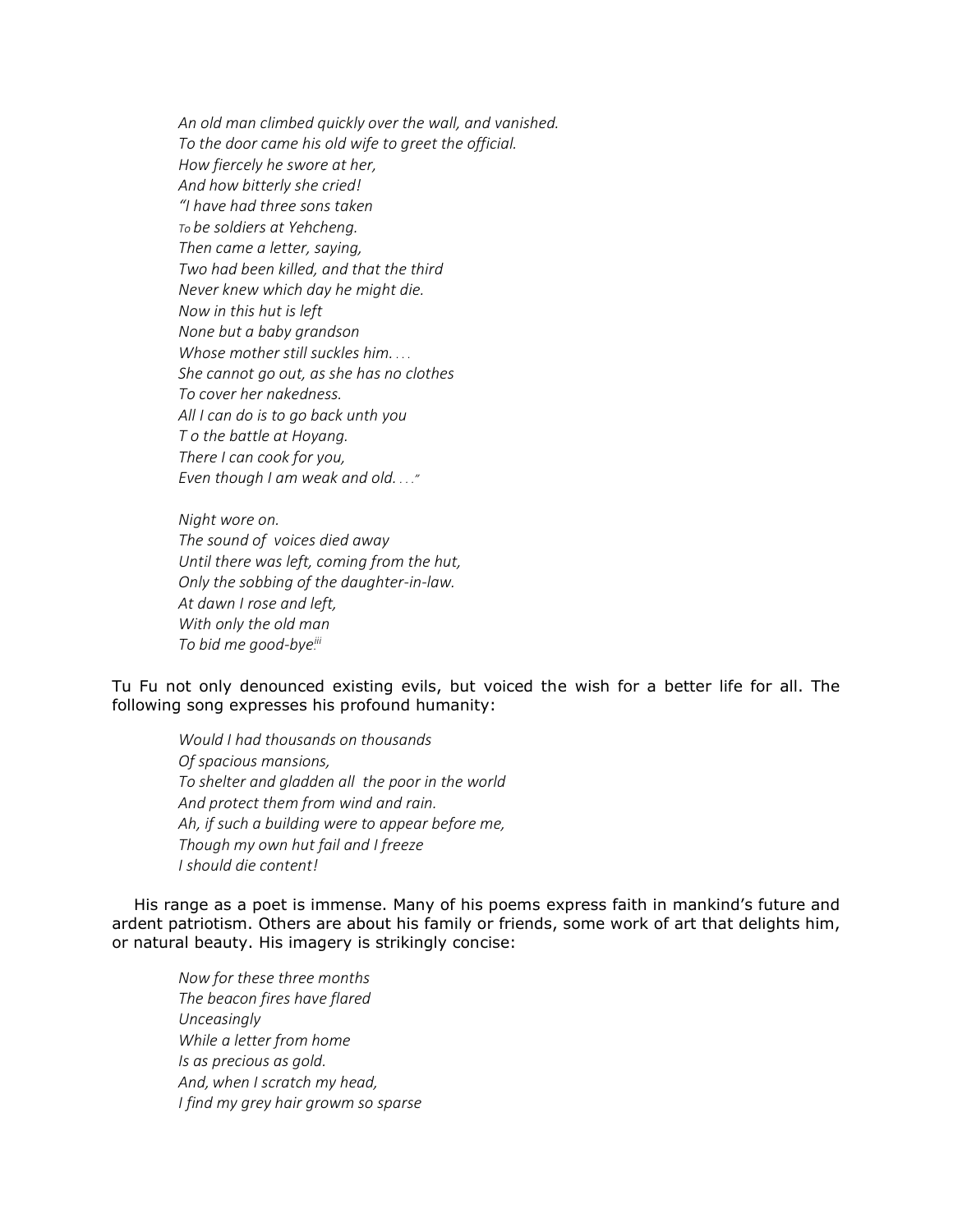*An old man climbed quickly over the wall, and vanished.*
*To the door came his old wife to greet the official.*
*How fiercely he swore at her,*
*And how bitterly she cried!*
*"I have had three sons taken*
*To be soldiers at Yehcheng.*
*Then came a letter, saying,*
*Two had been killed, and that the third*
*Never knew which day he might die.*
*Now in this hut is left*
*None but a baby grandson*
*Whose mother still suckles him. . . .*
*She cannot go out, as she has no clothes*
*To cover her nakedness.*
*All I can do is to go back unth you*
*T o the battle at Hoyang.*
*There I can cook for you,*
*Even though I am weak and old. . . ."*

*Night wore on.*
*The sound of voices died away*
*Until there was left, coming from the hut,*
*Only the sobbing of the daughter-in-law.*
*At dawn I rose and left,*
*With only the old man*
*To bid me good-bye.*[iii]

Tu Fu not only denounced existing evils, but voiced the wish for a better life for all. The following song expresses his profound humanity:

*Would I had thousands on thousands*
*Of spacious mansions,*
*To shelter and gladden all the poor in the world*
*And protect them from wind and rain.*
*Ah, if such a building were to appear before me,*
*Though my own hut fail and I freeze*
*I should die content!*

His range as a poet is immense. Many of his poems express faith in mankind's future and ardent patriotism. Others are about his family or friends, some work of art that delights him, or natural beauty. His imagery is strikingly concise:

*Now for these three months*
*The beacon fires have flared*
*Unceasingly*
*While a letter from home*
*Is as precious as gold.*
*And, when I scratch my head,*
*I find my grey hair growm so sparse*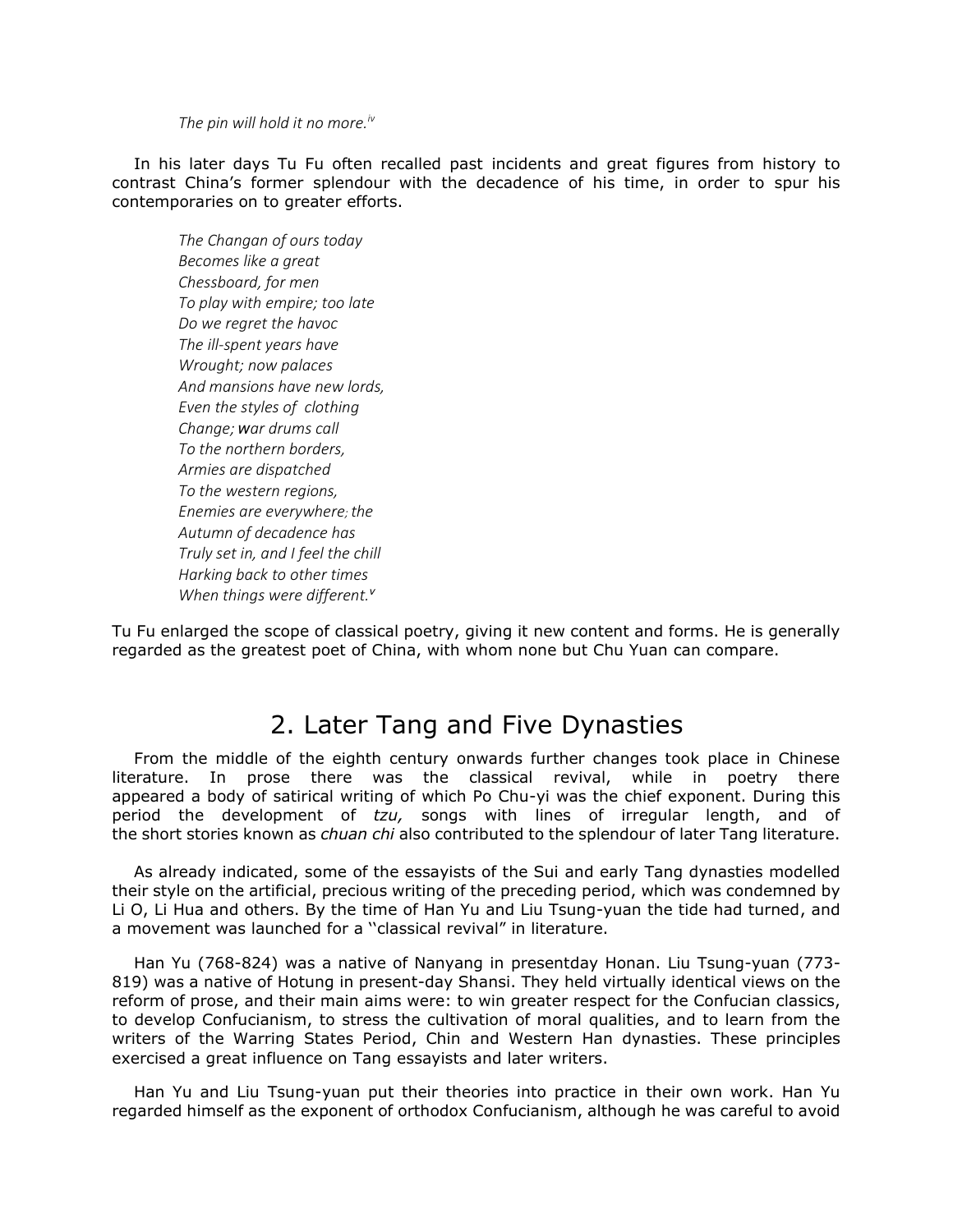*The pin will hold it no more.*[iv]

In his later days Tu Fu often recalled past incidents and great figures from history to contrast China's former splendour with the decadence of his time, in order to spur his contemporaries on to greater efforts.

*The Changan of ours today*
*Becomes like a great*
*Chessboard, for men*
*To play with empire; too late*
*Do we regret the havoc*
*The ill-spent years have*
*Wrought; now palaces*
*And mansions have new lords,*
*Even the styles of clothing*
*Change; war drums call*
*To the northern borders,*
*Armies are dispatched*
*To the western regions,*
*Enemies are everywhere; the*
*Autumn of decadence has*
*Truly set in, and I feel the chill*
*Harking back to other times*
*When things were different.*[v]

Tu Fu enlarged the scope of classical poetry, giving it new content and forms. He is generally regarded as the greatest poet of China, with whom none but Chu Yuan can compare.

## 2. Later Tang and Five Dynasties

From the middle of the eighth century onwards further changes took place in Chinese literature. In prose there was the classical revival, while in poetry there appeared a body of satirical writing of which Po Chu-yi was the chief exponent. During this period the development of *tzu,* songs with lines of irregular length, and of the short stories known as *chuan chi* also contributed to the splendour of later Tang literature.

As already indicated, some of the essayists of the Sui and early Tang dynasties modelled their style on the artificial, precious writing of the preceding period, which was condemned by Li O, Li Hua and others. By the time of Han Yu and Liu Tsung-yuan the tide had turned, and a movement was launched for a "classical revival" in literature.

Han Yu (768-824) was a native of Nanyang in presentday Honan. Liu Tsung-yuan (773-819) was a native of Hotung in present-day Shansi. They held virtually identical views on the reform of prose, and their main aims were: to win greater respect for the Confucian classics, to develop Confucianism, to stress the cultivation of moral qualities, and to learn from the writers of the Warring States Period, Chin and Western Han dynasties. These principles exercised a great influence on Tang essayists and later writers.

Han Yu and Liu Tsung-yuan put their theories into practice in their own work. Han Yu regarded himself as the exponent of orthodox Confucianism, although he was careful to avoid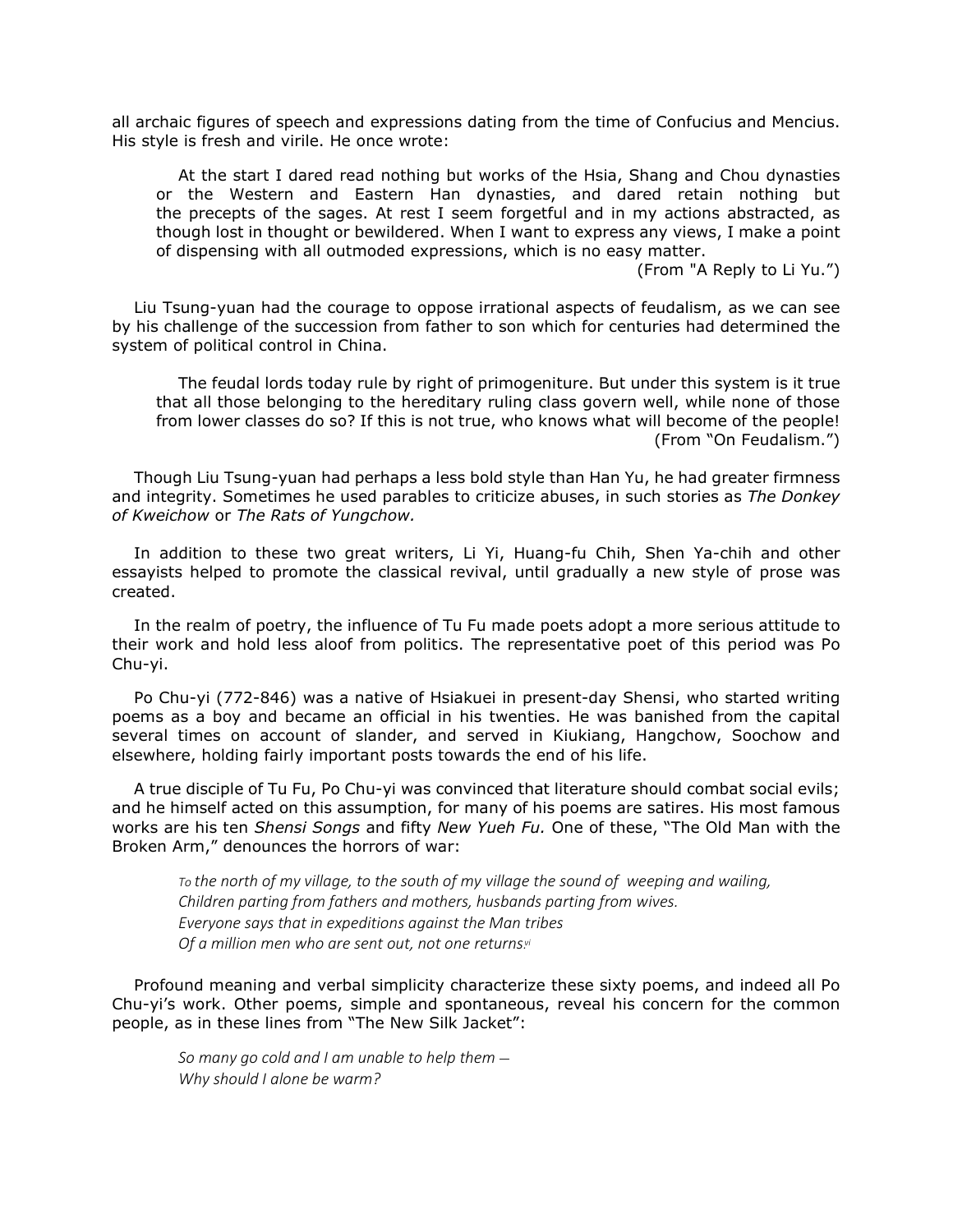all archaic figures of speech and expressions dating from the time of Confucius and Mencius. His style is fresh and virile. He once wrote:

> At the start I dared read nothing but works of the Hsia, Shang and Chou dynasties or the Western and Eastern Han dynasties, and dared retain nothing but the precepts of the sages. At rest I seem forgetful and in my actions abstracted, as though lost in thought or bewildered. When I want to express any views, I make a point of dispensing with all outmoded expressions, which is no easy matter.
>
> (From "A Reply to Li Yu.")

Liu Tsung-yuan had the courage to oppose irrational aspects of feudalism, as we can see by his challenge of the succession from father to son which for centuries had determined the system of political control in China.

> The feudal lords today rule by right of primogeniture. But under this system is it true that all those belonging to the hereditary ruling class govern well, while none of those from lower classes do so? If this is not true, who knows what will become of the people!
>
> (From "On Feudalism.")

Though Liu Tsung-yuan had perhaps a less bold style than Han Yu, he had greater firmness and integrity. Sometimes he used parables to criticize abuses, in such stories as *The Donkey of Kweichow* or *The Rats of Yungchow.*

In addition to these two great writers, Li Yi, Huang-fu Chih, Shen Ya-chih and other essayists helped to promote the classical revival, until gradually a new style of prose was created.

In the realm of poetry, the influence of Tu Fu made poets adopt a more serious attitude to their work and hold less aloof from politics. The representative poet of this period was Po Chu-yi.

Po Chu-yi (772-846) was a native of Hsiakuei in present-day Shensi, who started writing poems as a boy and became an official in his twenties. He was banished from the capital several times on account of slander, and served in Kiukiang, Hangchow, Soochow and elsewhere, holding fairly important posts towards the end of his life.

A true disciple of Tu Fu, Po Chu-yi was convinced that literature should combat social evils; and he himself acted on this assumption, for many of his poems are satires. His most famous works are his ten *Shensi Songs* and fifty *New Yueh Fu.* One of these, "The Old Man with the Broken Arm," denounces the horrors of war:

> *To the north of my village, to the south of my village the sound of weeping and wailing,*
> *Children parting from fathers and mothers, husbands parting from wives.*
> *Everyone says that in expeditions against the Man tribes*
> *Of a million men who are sent out, not one returns.*[vi]

Profound meaning and verbal simplicity characterize these sixty poems, and indeed all Po Chu-yi's work. Other poems, simple and spontaneous, reveal his concern for the common people, as in these lines from "The New Silk Jacket":

> *So many go cold and I am unable to help them –*
> *Why should I alone be warm?*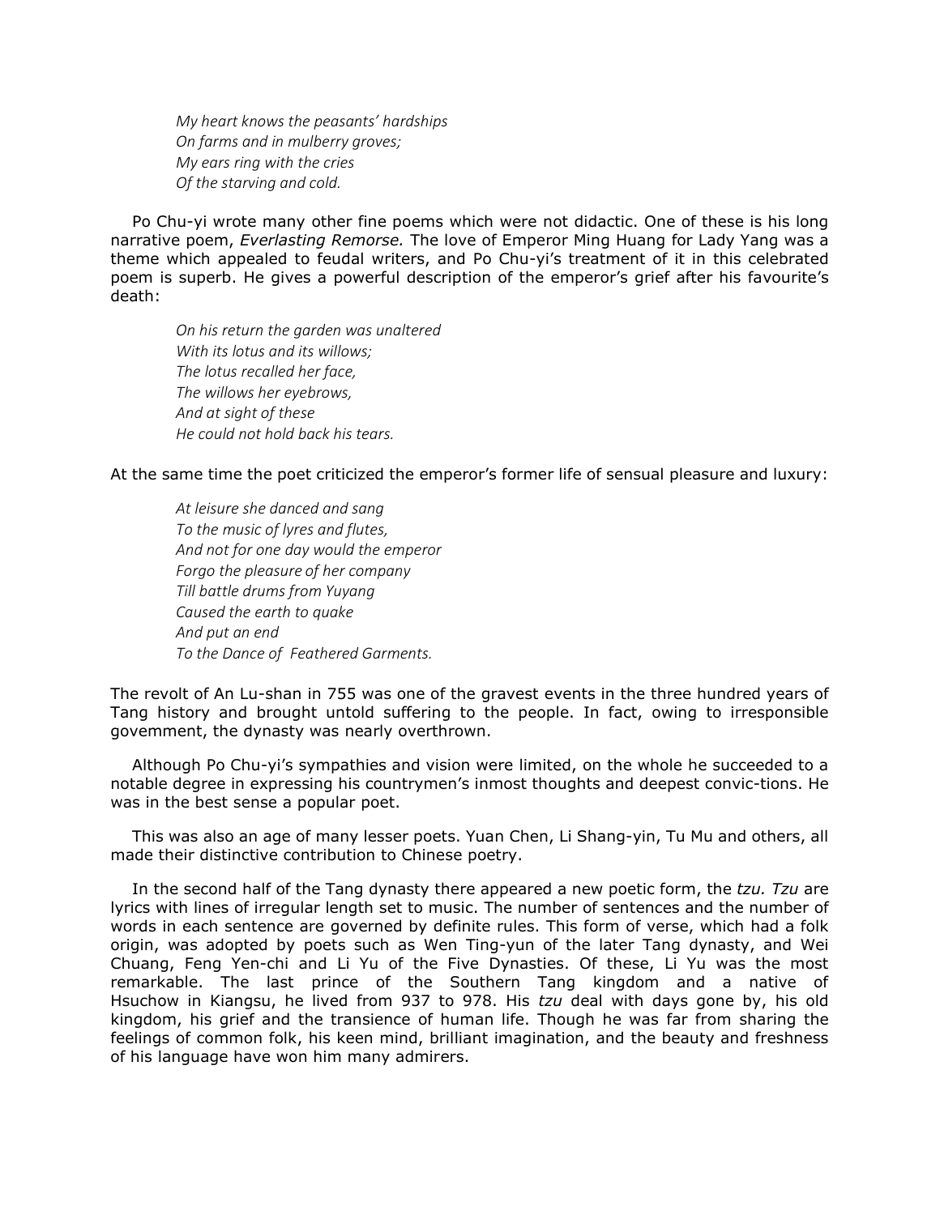*My heart knows the peasants' hardships*  
*On farms and in mulberry groves;*  
*My ears ring with the cries*  
*Of the starving and cold.*

Po Chu-yi wrote many other fine poems which were not didactic. One of these is his long narrative poem, *Everlasting Remorse.* The love of Emperor Ming Huang for Lady Yang was a theme which appealed to feudal writers, and Po Chu-yi's treatment of it in this celebrated poem is superb. He gives a powerful description of the emperor's grief after his favourite's death:

*On his return the garden was unaltered*  
*With its lotus and its willows;*  
*The lotus recalled her face,*  
*The willows her eyebrows,*  
*And at sight of these*  
*He could not hold back his tears.*

At the same time the poet criticized the emperor's former life of sensual pleasure and luxury:

*At leisure she danced and sang*  
*To the music of lyres and flutes,*  
*And not for one day would the emperor*  
*Forgo the pleasure of her company*  
*Till battle drums from Yuyang*  
*Caused the earth to quake*  
*And put an end*  
*To the Dance of Feathered Garments.*

The revolt of An Lu-shan in 755 was one of the gravest events in the three hundred years of Tang history and brought untold suffering to the people. In fact, owing to irresponsible govemment, the dynasty was nearly overthrown.

Although Po Chu-yi's sympathies and vision were limited, on the whole he succeeded to a notable degree in expressing his countrymen's inmost thoughts and deepest convic-tions. He was in the best sense a popular poet.

This was also an age of many lesser poets. Yuan Chen, Li Shang-yin, Tu Mu and others, all made their distinctive contribution to Chinese poetry.

In the second half of the Tang dynasty there appeared a new poetic form, the *tzu. Tzu* are lyrics with lines of irregular length set to music. The number of sentences and the number of words in each sentence are governed by definite rules. This form of verse, which had a folk origin, was adopted by poets such as Wen Ting-yun of the later Tang dynasty, and Wei Chuang, Feng Yen-chi and Li Yu of the Five Dynasties. Of these, Li Yu was the most remarkable. The last prince of the Southern Tang kingdom and a native of Hsuchow in Kiangsu, he lived from 937 to 978. His *tzu* deal with days gone by, his old kingdom, his grief and the transience of human life. Though he was far from sharing the feelings of common folk, his keen mind, brilliant imagination, and the beauty and freshness of his language have won him many admirers.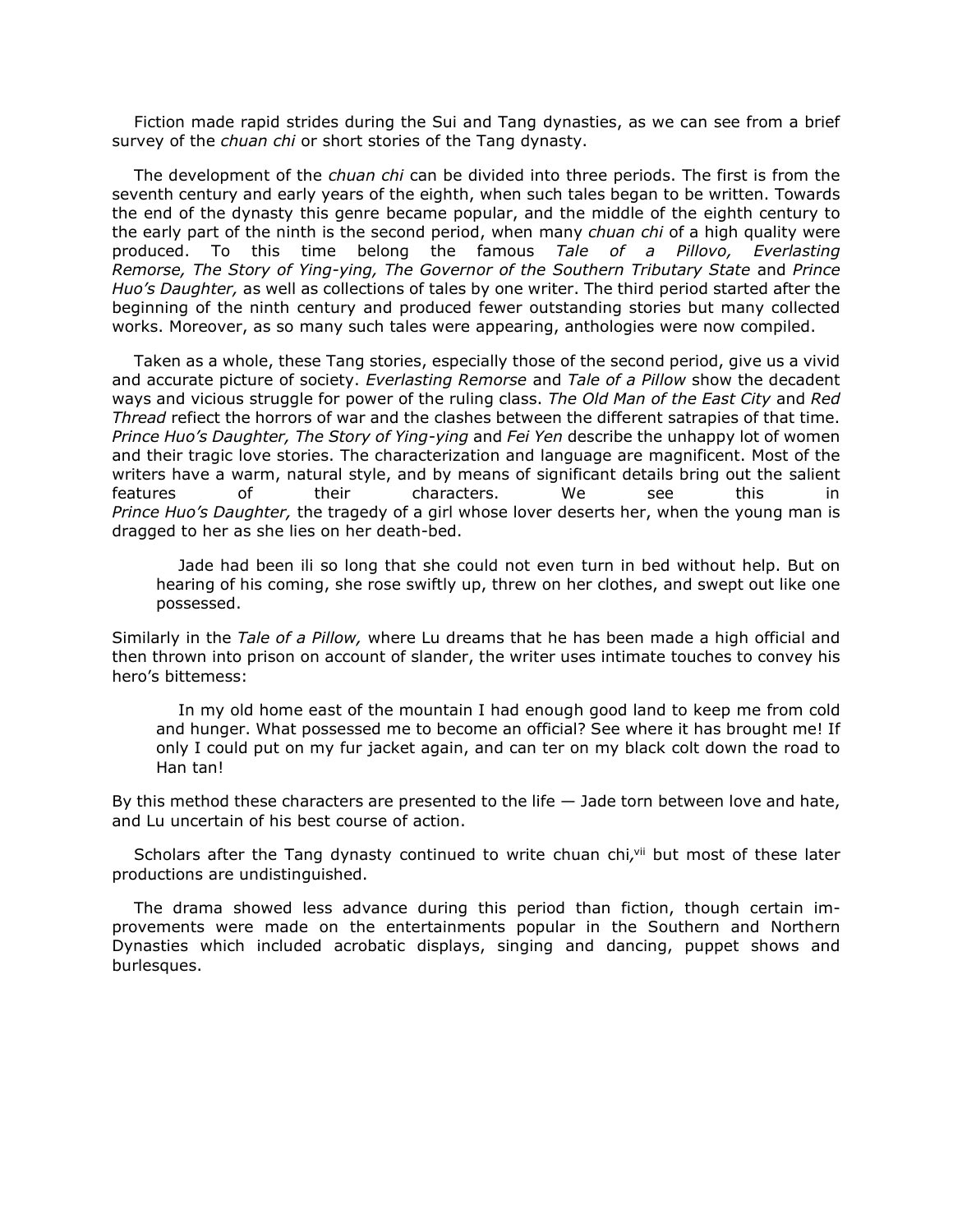Fiction made rapid strides during the Sui and Tang dynasties, as we can see from a brief survey of the *chuan chi* or short stories of the Tang dynasty.

The development of the *chuan chi* can be divided into three periods. The first is from the seventh century and early years of the eighth, when such tales began to be written. Towards the end of the dynasty this genre became popular, and the middle of the eighth century to the early part of the ninth is the second period, when many *chuan chi* of a high quality were produced. To this time belong the famous *Tale of a Pillovo, Everlasting Remorse, The Story of Ying-ying, The Governor of the Southern Tributary State* and *Prince Huo's Daughter,* as well as collections of tales by one writer. The third period started after the beginning of the ninth century and produced fewer outstanding stories but many collected works. Moreover, as so many such tales were appearing, anthologies were now compiled.

Taken as a whole, these Tang stories, especially those of the second period, give us a vivid and accurate picture of society. *Everlasting Remorse* and *Tale of a Pillow* show the decadent ways and vicious struggle for power of the ruling class. *The Old Man of the East City* and *Red Thread* reflect the horrors of war and the clashes between the different satrapies of that time. *Prince Huo's Daughter, The Story of Ying-ying* and *Fei Yen* describe the unhappy lot of women and their tragic love stories. The characterization and language are magnificent. Most of the writers have a warm, natural style, and by means of significant details bring out the salient features of their characters. We see this in *Prince Huo's Daughter,* the tragedy of a girl whose lover deserts her, when the young man is dragged to her as she lies on her death-bed.

> Jade had been ili so long that she could not even turn in bed without help. But on hearing of his coming, she rose swiftly up, threw on her clothes, and swept out like one possessed.

Similarly in the *Tale of a Pillow,* where Lu dreams that he has been made a high official and then thrown into prison on account of slander, the writer uses intimate touches to convey his hero's bittemess:

> In my old home east of the mountain I had enough good land to keep me from cold and hunger. What possessed me to become an official? See where it has brought me! If only I could put on my fur jacket again, and can ter on my black colt down the road to Han tan!

By this method these characters are presented to the life — Jade torn between love and hate, and Lu uncertain of his best course of action.

Scholars after the Tang dynasty continued to write chuan chi,[vii] but most of these later productions are undistinguished.

The drama showed less advance during this period than fiction, though certain improvements were made on the entertainments popular in the Southern and Northern Dynasties which included acrobatic displays, singing and dancing, puppet shows and burlesques.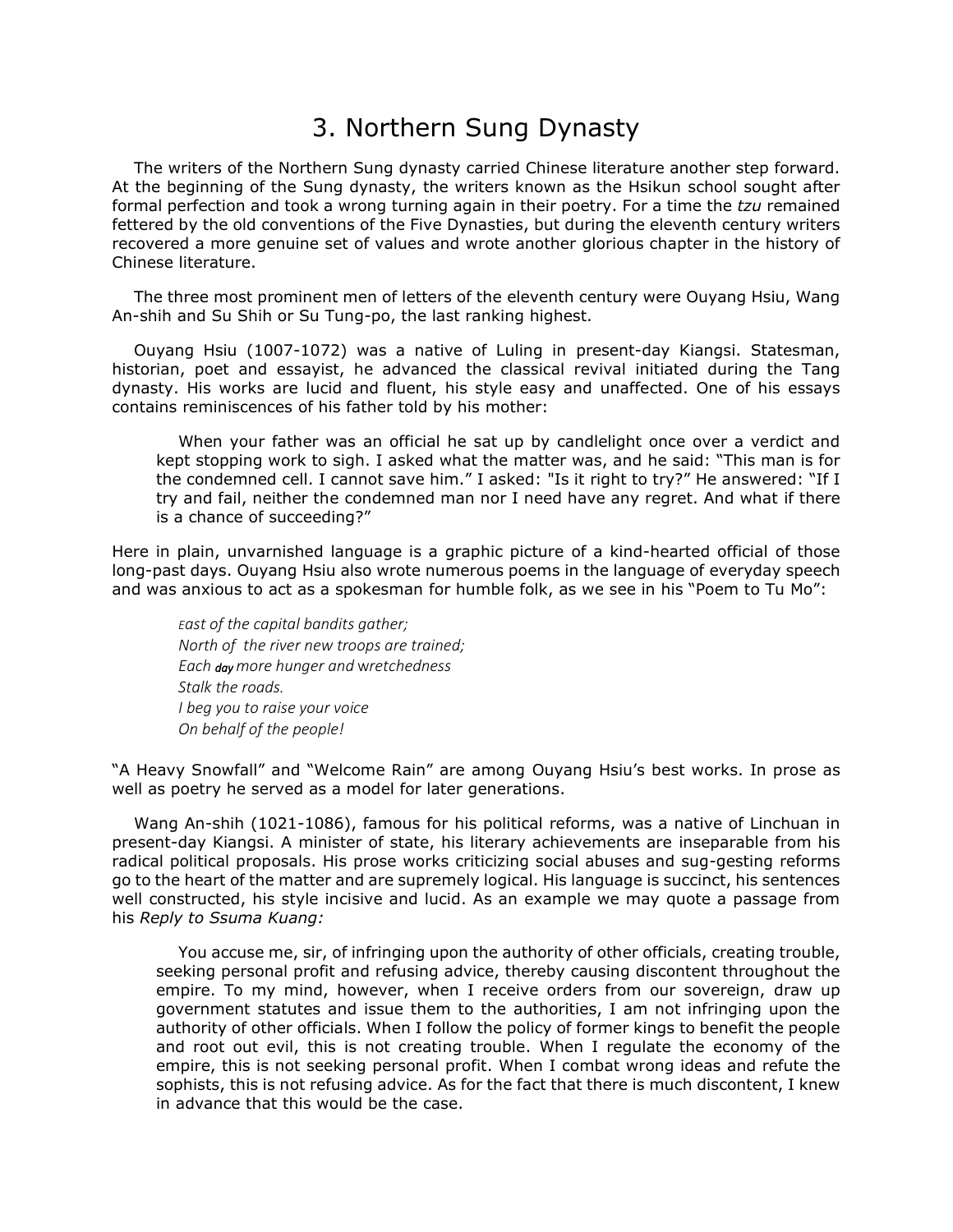# 3. Northern Sung Dynasty

The writers of the Northern Sung dynasty carried Chinese literature another step forward. At the beginning of the Sung dynasty, the writers known as the Hsikun school sought after formal perfection and took a wrong turning again in their poetry. For a time the *tzu* remained fettered by the old conventions of the Five Dynasties, but during the eleventh century writers recovered a more genuine set of values and wrote another glorious chapter in the history of Chinese literature.

The three most prominent men of letters of the eleventh century were Ouyang Hsiu, Wang An-shih and Su Shih or Su Tung-po, the last ranking highest.

Ouyang Hsiu (1007-1072) was a native of Luling in present-day Kiangsi. Statesman, historian, poet and essayist, he advanced the classical revival initiated during the Tang dynasty. His works are lucid and fluent, his style easy and unaffected. One of his essays contains reminiscences of his father told by his mother:

> When your father was an official he sat up by candlelight once over a verdict and kept stopping work to sigh. I asked what the matter was, and he said: "This man is for the condemned cell. I cannot save him." I asked: "Is it right to try?" He answered: "If I try and fail, neither the condemned man nor I need have any regret. And what if there is a chance of succeeding?"

Here in plain, unvarnished language is a graphic picture of a kind-hearted official of those long-past days. Ouyang Hsiu also wrote numerous poems in the language of everyday speech and was anxious to act as a spokesman for humble folk, as we see in his "Poem to Tu Mo":

> *East of the capital bandits gather;*
> *North of the river new troops are trained;*
> *Each day more hunger and wretchedness*
> *Stalk the roads.*
> *I beg you to raise your voice*
> *On behalf of the people!*

"A Heavy Snowfall" and "Welcome Rain" are among Ouyang Hsiu's best works. In prose as well as poetry he served as a model for later generations.

Wang An-shih (1021-1086), famous for his political reforms, was a native of Linchuan in present-day Kiangsi. A minister of state, his literary achievements are inseparable from his radical political proposals. His prose works criticizing social abuses and sug-gesting reforms go to the heart of the matter and are supremely logical. His language is succinct, his sentences well constructed, his style incisive and lucid. As an example we may quote a passage from his *Reply to Ssuma Kuang:*

> You accuse me, sir, of infringing upon the authority of other officials, creating trouble, seeking personal profit and refusing advice, thereby causing discontent throughout the empire. To my mind, however, when I receive orders from our sovereign, draw up government statutes and issue them to the authorities, I am not infringing upon the authority of other officials. When I follow the policy of former kings to benefit the people and root out evil, this is not creating trouble. When I regulate the economy of the empire, this is not seeking personal profit. When I combat wrong ideas and refute the sophists, this is not refusing advice. As for the fact that there is much discontent, I knew in advance that this would be the case.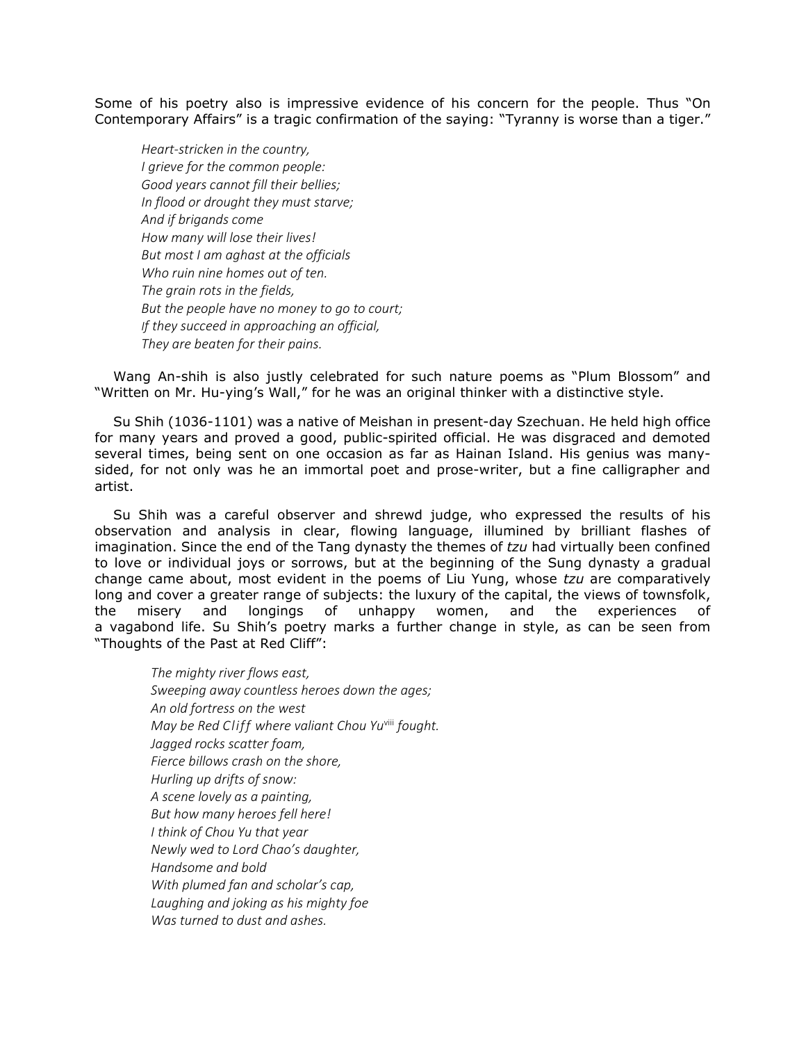Some of his poetry also is impressive evidence of his concern for the people. Thus "On Contemporary Affairs" is a tragic confirmation of the saying: "Tyranny is worse than a tiger."

> *Heart-stricken in the country,*
> *I grieve for the common people:*
> *Good years cannot fill their bellies;*
> *In flood or drought they must starve;*
> *And if brigands come*
> *How many will lose their lives!*
> *But most I am aghast at the officials*
> *Who ruin nine homes out of ten.*
> *The grain rots in the fields,*
> *But the people have no money to go to court;*
> *If they succeed in approaching an official,*
> *They are beaten for their pains.*

Wang An-shih is also justly celebrated for such nature poems as "Plum Blossom" and "Written on Mr. Hu-ying's Wall," for he was an original thinker with a distinctive style.

Su Shih (1036-1101) was a native of Meishan in present-day Szechuan. He held high office for many years and proved a good, public-spirited official. He was disgraced and demoted several times, being sent on one occasion as far as Hainan Island. His genius was many-sided, for not only was he an immortal poet and prose-writer, but a fine calligrapher and artist.

Su Shih was a careful observer and shrewd judge, who expressed the results of his observation and analysis in clear, flowing language, illumined by brilliant flashes of imagination. Since the end of the Tang dynasty the themes of *tzu* had virtually been confined to love or individual joys or sorrows, but at the beginning of the Sung dynasty a gradual change came about, most evident in the poems of Liu Yung, whose *tzu* are comparatively long and cover a greater range of subjects: the luxury of the capital, the views of townsfolk, the misery and longings of unhappy women, and the experiences of a vagabond life. Su Shih's poetry marks a further change in style, as can be seen from "Thoughts of the Past at Red Cliff":

> *The mighty river flows east,*
> *Sweeping away countless heroes down the ages;*
> *An old fortress on the west*
> *May be Red Cliff where valiant Chou Yu*[viii] *fought.*
> *Jagged rocks scatter foam,*
> *Fierce billows crash on the shore,*
> *Hurling up drifts of snow:*
> *A scene lovely as a painting,*
> *But how many heroes fell here!*
> *I think of Chou Yu that year*
> *Newly wed to Lord Chao's daughter,*
> *Handsome and bold*
> *With plumed fan and scholar's cap,*
> *Laughing and joking as his mighty foe*
> *Was turned to dust and ashes.*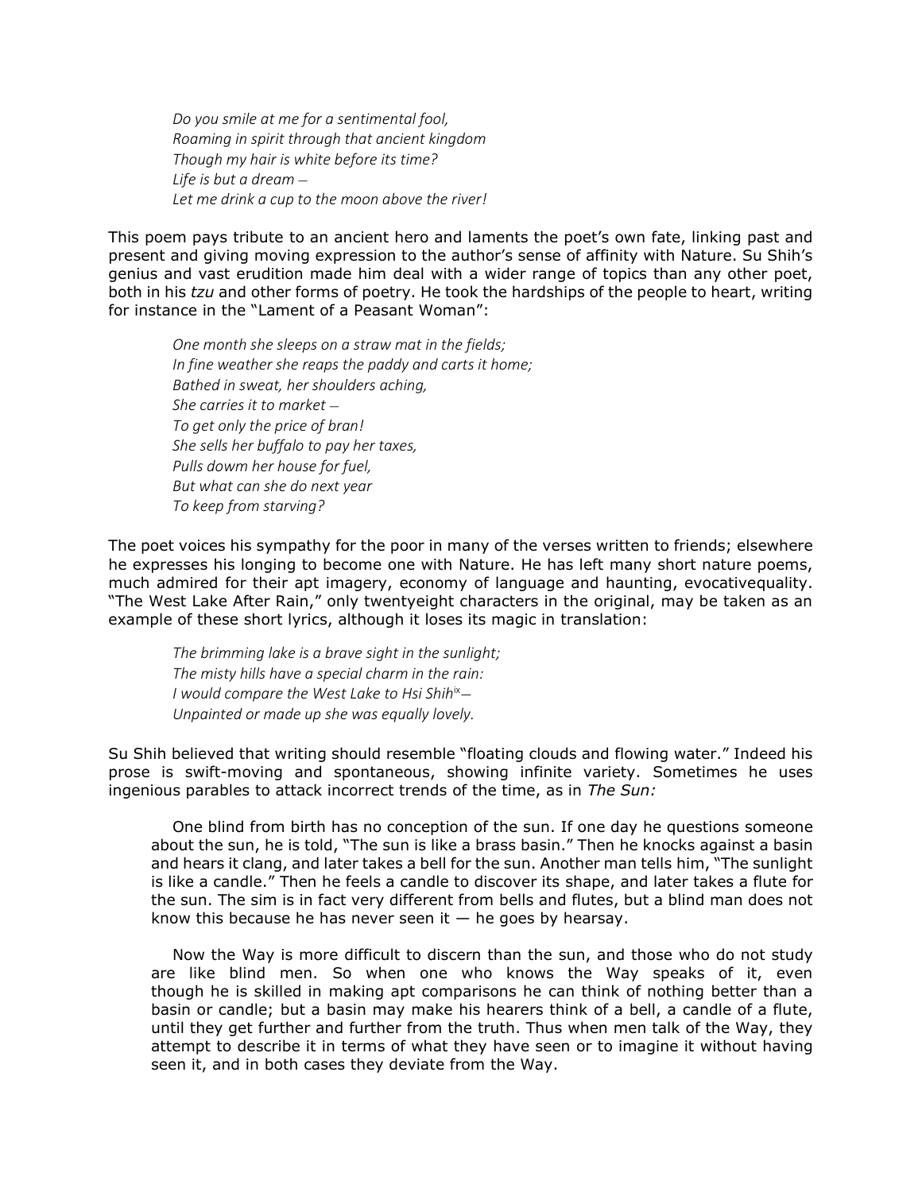*Do you smile at me for a sentimental fool,*
*Roaming in spirit through that ancient kingdom*
*Though my hair is white before its time?*
*Life is but a dream –*
*Let me drink a cup to the moon above the river!*

This poem pays tribute to an ancient hero and laments the poet's own fate, linking past and present and giving moving expression to the author's sense of affinity with Nature. Su Shih's genius and vast erudition made him deal with a wider range of topics than any other poet, both in his *tzu* and other forms of poetry. He took the hardships of the people to heart, writing for instance in the "Lament of a Peasant Woman":

*One month she sleeps on a straw mat in the fields;*
*In fine weather she reaps the paddy and carts it home;*
*Bathed in sweat, her shoulders aching,*
*She carries it to market –*
*To get only the price of bran!*
*She sells her buffalo to pay her taxes,*
*Pulls dowm her house for fuel,*
*But what can she do next year*
*To keep from starving?*

The poet voices his sympathy for the poor in many of the verses written to friends; elsewhere he expresses his longing to become one with Nature. He has left many short nature poems, much admired for their apt imagery, economy of language and haunting, evocativequality. "The West Lake After Rain," only twentyeight characters in the original, may be taken as an example of these short lyrics, although it loses its magic in translation:

*The brimming lake is a brave sight in the sunlight;*
*The misty hills have a special charm in the rain:*
*I would compare the West Lake to Hsi Shih*[ix]*—*
*Unpainted or made up she was equally lovely.*

Su Shih believed that writing should resemble "floating clouds and flowing water." Indeed his prose is swift-moving and spontaneous, showing infinite variety. Sometimes he uses ingenious parables to attack incorrect trends of the time, as in *The Sun:*

One blind from birth has no conception of the sun. If one day he questions someone about the sun, he is told, "The sun is like a brass basin." Then he knocks against a basin and hears it clang, and later takes a bell for the sun. Another man tells him, "The sunlight is like a candle." Then he feels a candle to discover its shape, and later takes a flute for the sun. The sim is in fact very different from bells and flutes, but a blind man does not know this because he has never seen it — he goes by hearsay.

Now the Way is more difficult to discern than the sun, and those who do not study are like blind men. So when one who knows the Way speaks of it, even though he is skilled in making apt comparisons he can think of nothing better than a basin or candle; but a basin may make his hearers think of a bell, a candle of a flute, until they get further and further from the truth. Thus when men talk of the Way, they attempt to describe it in terms of what they have seen or to imagine it without having seen it, and in both cases they deviate from the Way.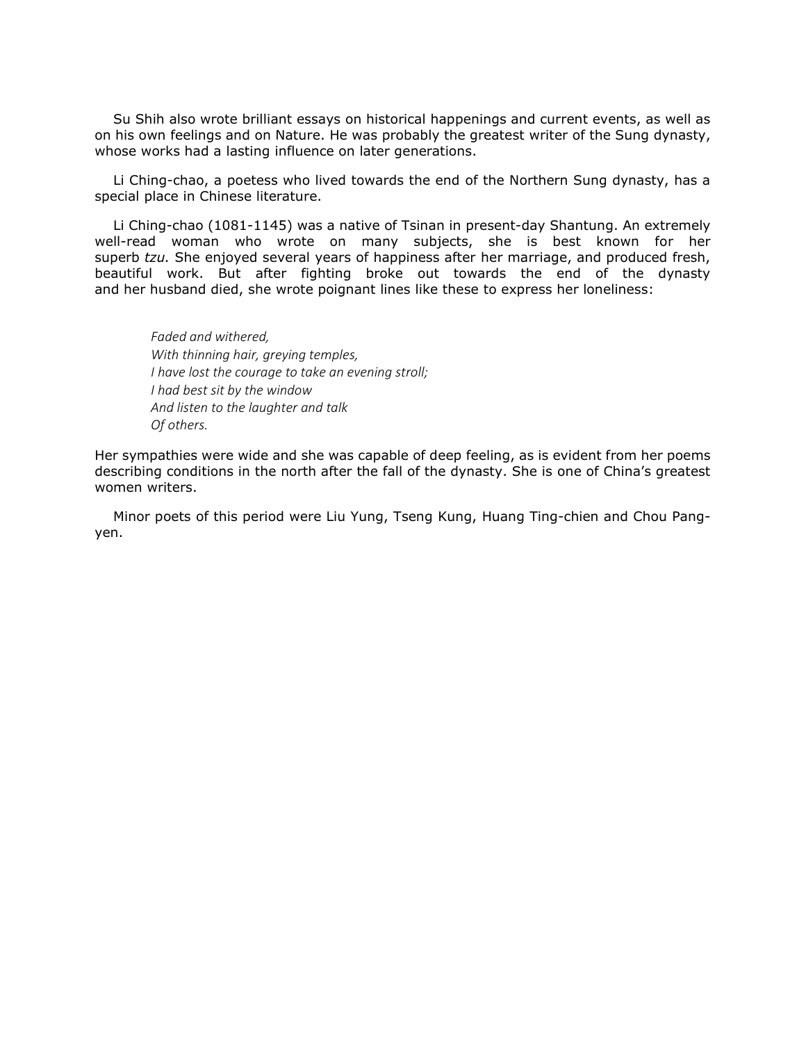Su Shih also wrote brilliant essays on historical happenings and current events, as well as on his own feelings and on Nature. He was probably the greatest writer of the Sung dynasty, whose works had a lasting influence on later generations.

Li Ching-chao, a poetess who lived towards the end of the Northern Sung dynasty, has a special place in Chinese literature.

Li Ching-chao (1081-1145) was a native of Tsinan in present-day Shantung. An extremely well-read woman who wrote on many subjects, she is best known for her superb *tzu.* She enjoyed several years of happiness after her marriage, and produced fresh, beautiful work. But after fighting broke out towards the end of the dynasty and her husband died, she wrote poignant lines like these to express her loneliness:

> *Faded and withered,*
> *With thinning hair, greying temples,*
> *I have lost the courage to take an evening stroll;*
> *I had best sit by the window*
> *And listen to the laughter and talk*
> *Of others.*

Her sympathies were wide and she was capable of deep feeling, as is evident from her poems describing conditions in the north after the fall of the dynasty. She is one of China's greatest women writers.

Minor poets of this period were Liu Yung, Tseng Kung, Huang Ting-chien and Chou Pang-yen.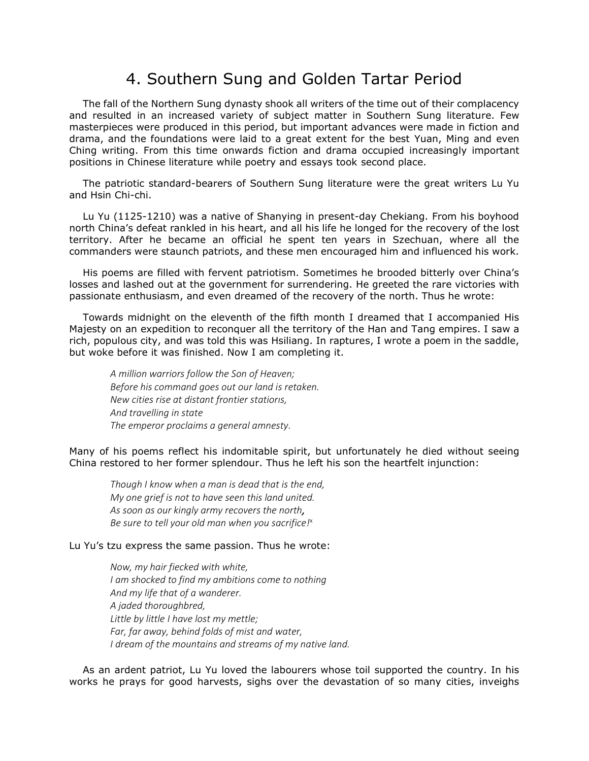# 4. Southern Sung and Golden Tartar Period

The fall of the Northern Sung dynasty shook all writers of the time out of their complacency and resulted in an increased variety of subject matter in Southern Sung literature. Few masterpieces were produced in this period, but important advances were made in fiction and drama, and the foundations were laid to a great extent for the best Yuan, Ming and even Ching writing. From this time onwards fiction and drama occupied increasingly important positions in Chinese literature while poetry and essays took second place.

The patriotic standard-bearers of Southern Sung literature were the great writers Lu Yu and Hsin Chi-chi.

Lu Yu (1125-1210) was a native of Shanying in present-day Chekiang. From his boyhood north China's defeat rankled in his heart, and all his life he longed for the recovery of the lost territory. After he became an official he spent ten years in Szechuan, where all the commanders were staunch patriots, and these men encouraged him and influenced his work.

His poems are filled with fervent patriotism. Sometimes he brooded bitterly over China's losses and lashed out at the government for surrendering. He greeted the rare victories with passionate enthusiasm, and even dreamed of the recovery of the north. Thus he wrote:

Towards midnight on the eleventh of the fifth month I dreamed that I accompanied His Majesty on an expedition to reconquer all the territory of the Han and Tang empires. I saw a rich, populous city, and was told this was Hsiliang. In raptures, I wrote a poem in the saddle, but woke before it was finished. Now I am completing it.

> *A million warriors follow the Son of Heaven;*
> *Before his command goes out our land is retaken.*
> *New cities rise at distant frontier stations,*
> *And travelling in state*
> *The emperor proclaims a general amnesty.*

Many of his poems reflect his indomitable spirit, but unfortunately he died without seeing China restored to her former splendour. Thus he left his son the heartfelt injunction:

> *Though I know when a man is dead that is the end,*
> *My one grief is not to have seen this land united.*
> *As soon as our kingly army recovers the north,*
> *Be sure to tell your old man when you sacrifice!*[x]

Lu Yu's tzu express the same passion. Thus he wrote:

> *Now, my hair flecked with white,*
> *I am shocked to find my ambitions come to nothing*
> *And my life that of a wanderer.*
> *A jaded thoroughbred,*
> *Little by little I have lost my mettle;*
> *Far, far away, behind folds of mist and water,*
> *I dream of the mountains and streams of my native land.*

As an ardent patriot, Lu Yu loved the labourers whose toil supported the country. In his works he prays for good harvests, sighs over the devastation of so many cities, inveighs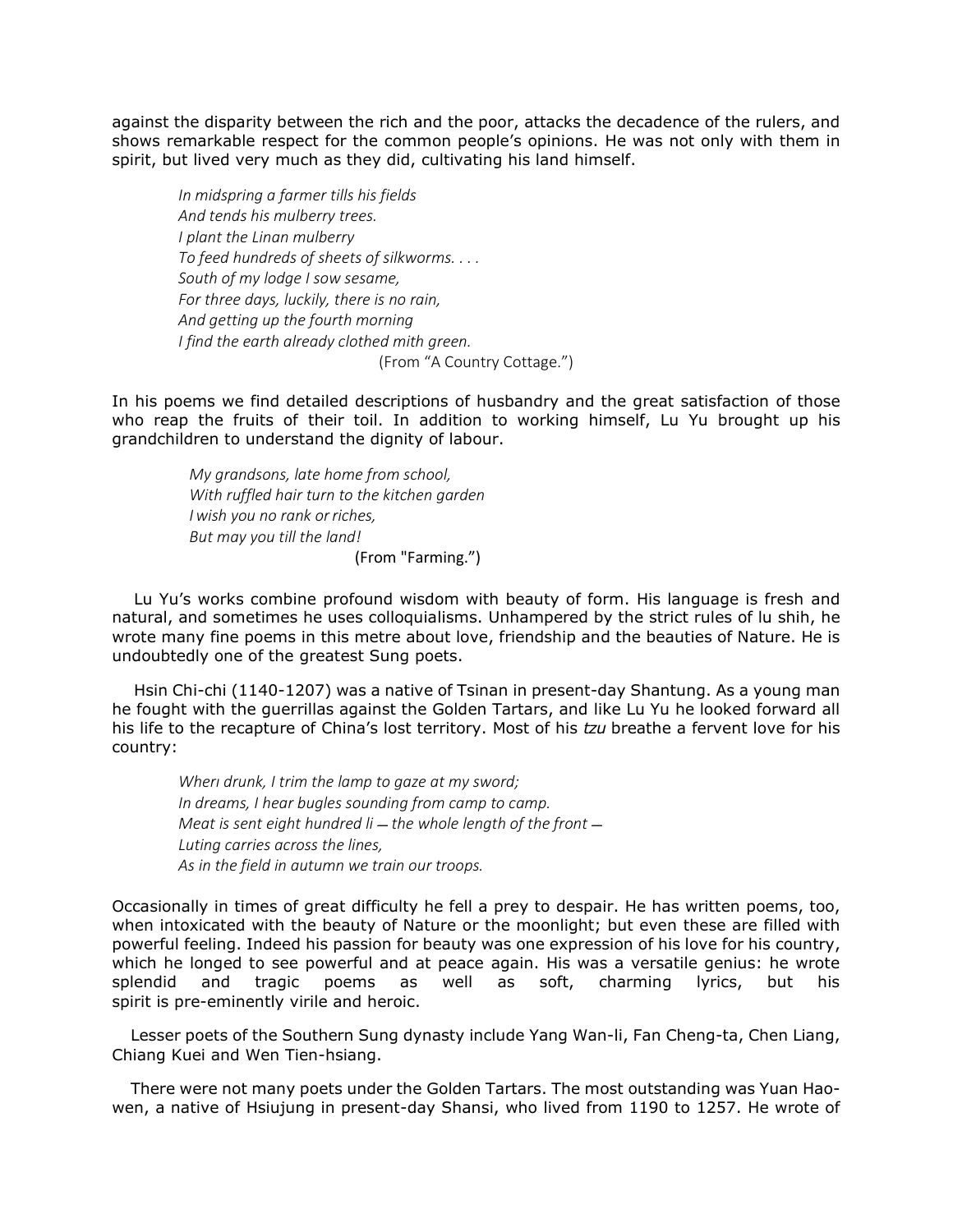against the disparity between the rich and the poor, attacks the decadence of the rulers, and shows remarkable respect for the common people's opinions. He was not only with them in spirit, but lived very much as they did, cultivating his land himself.

> *In midspring a farmer tills his fields*
> *And tends his mulberry trees.*
> *I plant the Linan mulberry*
> *To feed hundreds of sheets of silkworms. . . .*
> *South of my lodge I sow sesame,*
> *For three days, luckily, there is no rain,*
> *And getting up the fourth morning*
> *I find the earth already clothed mith green.*
>
> (From "A Country Cottage.")

In his poems we find detailed descriptions of husbandry and the great satisfaction of those who reap the fruits of their toil. In addition to working himself, Lu Yu brought up his grandchildren to understand the dignity of labour.

> *My grandsons, late home from school,*
> *With ruffled hair turn to the kitchen garden*
> *I wish you no rank or riches,*
> *But may you till the land!*
>
> (From "Farming.")

Lu Yu's works combine profound wisdom with beauty of form. His language is fresh and natural, and sometimes he uses colloquialisms. Unhampered by the strict rules of lu shih, he wrote many fine poems in this metre about love, friendship and the beauties of Nature. He is undoubtedly one of the greatest Sung poets.

Hsin Chi-chi (1140-1207) was a native of Tsinan in present-day Shantung. As a young man he fought with the guerrillas against the Golden Tartars, and like Lu Yu he looked forward all his life to the recapture of China's lost territory. Most of his *tzu* breathe a fervent love for his country:

> *Wherı drunk, I trim the lamp to gaze at my sword;*
> *In dreams, I hear bugles sounding from camp to camp.*
> *Meat is sent eight hundred li — the whole length of the front —*
> *Luting carries across the lines,*
> *As in the field in autumn we train our troops.*

Occasionally in times of great difficulty he fell a prey to despair. He has written poems, too, when intoxicated with the beauty of Nature or the moonlight; but even these are filled with powerful feeling. Indeed his passion for beauty was one expression of his love for his country, which he longed to see powerful and at peace again. His was a versatile genius: he wrote splendid and tragic poems as well as soft, charming lyrics, but his spirit is pre-eminently virile and heroic.

Lesser poets of the Southern Sung dynasty include Yang Wan-li, Fan Cheng-ta, Chen Liang, Chiang Kuei and Wen Tien-hsiang.

There were not many poets under the Golden Tartars. The most outstanding was Yuan Hao-wen, a native of Hsiujung in present-day Shansi, who lived from 1190 to 1257. He wrote of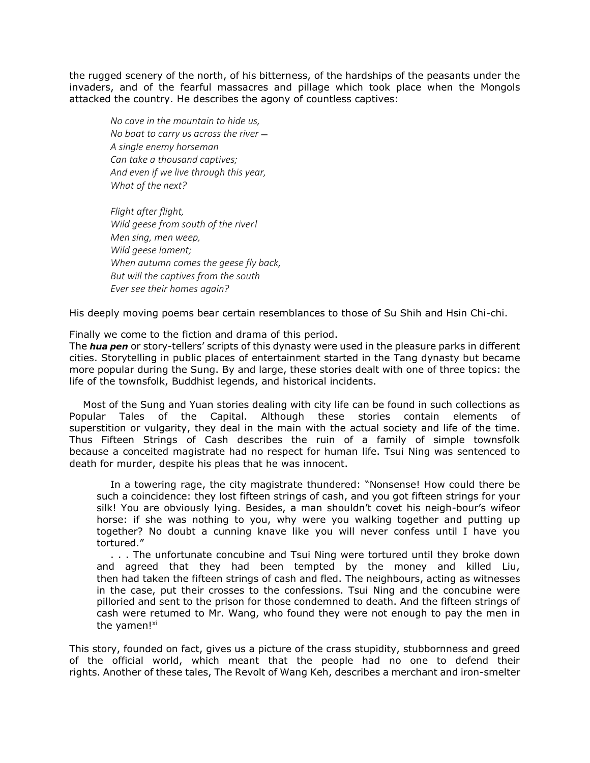the rugged scenery of the north, of his bitterness, of the hardships of the peasants under the invaders, and of the fearful massacres and pillage which took place when the Mongols attacked the country. He describes the agony of countless captives:

> *No cave in the mountain to hide us,*
> *No boat to carry us across the river –*
> *A single enemy horseman*
> *Can take a thousand captives;*
> *And even if we live through this year,*
> *What of the next?*
>
> *Flight after flight,*
> *Wild geese from south of the river!*
> *Men sing, men weep,*
> *Wild geese lament;*
> *When autumn comes the geese fly back,*
> *But will the captives from the south*
> *Ever see their homes again?*

His deeply moving poems bear certain resemblances to those of Su Shih and Hsin Chi-chi.

Finally we come to the fiction and drama of this period.
The ***hua pen*** or story-tellers' scripts of this dynasty were used in the pleasure parks in different cities. Storytelling in public places of entertainment started in the Tang dynasty but became more popular during the Sung. By and large, these stories dealt with one of three topics: the life of the townsfolk, Buddhist legends, and historical incidents.

Most of the Sung and Yuan stories dealing with city life can be found in such collections as Popular Tales of the Capital. Although these stories contain elements of superstition or vulgarity, they deal in the main with the actual society and life of the time. Thus Fifteen Strings of Cash describes the ruin of a family of simple townsfolk because a conceited magistrate had no respect for human life. Tsui Ning was sentenced to death for murder, despite his pleas that he was innocent.

> In a towering rage, the city magistrate thundered: "Nonsense! How could there be such a coincidence: they lost fifteen strings of cash, and you got fifteen strings for your silk! You are obviously lying. Besides, a man shouldn't covet his neigh-bour's wifeor horse: if she was nothing to you, why were you walking together and putting up together? No doubt a cunning knave like you will never confess until I have you tortured."
>
> . . . The unfortunate concubine and Tsui Ning were tortured until they broke down and agreed that they had been tempted by the money and killed Liu, then had taken the fifteen strings of cash and fled. The neighbours, acting as witnesses in the case, put their crosses to the confessions. Tsui Ning and the concubine were pilloried and sent to the prison for those condemned to death. And the fifteen strings of cash were retumed to Mr. Wang, who found they were not enough to pay the men in the yamen![xi]

This story, founded on fact, gives us a picture of the crass stupidity, stubbornness and greed of the official world, which meant that the people had no one to defend their rights. Another of these tales, The Revolt of Wang Keh, describes a merchant and iron-smelter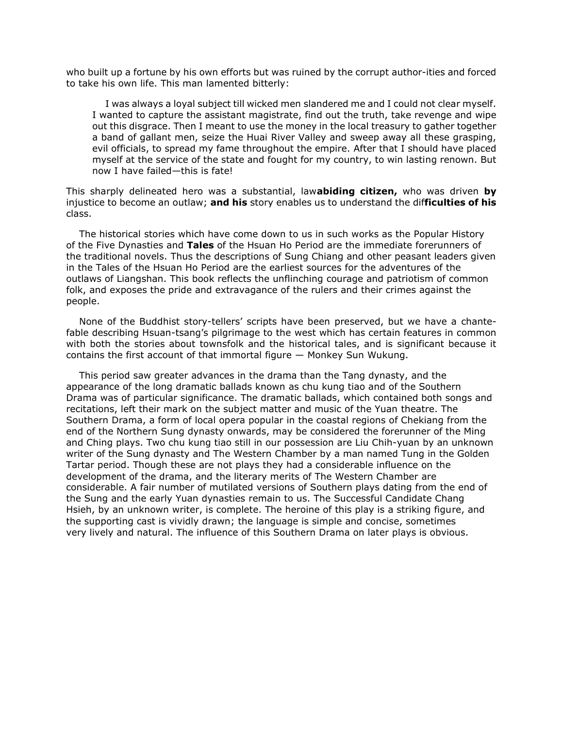who built up a fortune by his own efforts but was ruined by the corrupt author-ities and forced to take his own life. This man lamented bitterly:

> I was always a loyal subject till wicked men slandered me and I could not clear myself. I wanted to capture the assistant magistrate, find out the truth, take revenge and wipe out this disgrace. Then I meant to use the money in the local treasury to gather together a band of gallant men, seize the Huai River Valley and sweep away all these grasping, evil officials, to spread my fame throughout the empire. After that I should have placed myself at the service of the state and fought for my country, to win lasting renown. But now I have failed—this is fate!

This sharply delineated hero was a substantial, law**abiding citizen,** who was driven **by** injustice to become an outlaw; **and his** story enables us to understand the dif**ficulties of his** class.

The historical stories which have come down to us in such works as the Popular History of the Five Dynasties and **Tales** of the Hsuan Ho Period are the immediate forerunners of the traditional novels. Thus the descriptions of Sung Chiang and other peasant leaders given in the Tales of the Hsuan Ho Period are the earliest sources for the adventures of the outlaws of Liangshan. This book reflects the unflinching courage and patriotism of common folk, and exposes the pride and extravagance of the rulers and their crimes against the people.

None of the Buddhist story-tellers' scripts have been preserved, but we have a chantefable describing Hsuan-tsang's pilgrimage to the west which has certain features in common with both the stories about townsfolk and the historical tales, and is significant because it contains the first account of that immortal figure — Monkey Sun Wukung.

This period saw greater advances in the drama than the Tang dynasty, and the appearance of the long dramatic ballads known as chu kung tiao and of the Southern Drama was of particular significance. The dramatic ballads, which contained both songs and recitations, left their mark on the subject matter and music of the Yuan theatre. The Southern Drama, a form of local opera popular in the coastal regions of Chekiang from the end of the Northern Sung dynasty onwards, may be considered the forerunner of the Ming and Ching plays. Two chu kung tiao still in our possession are Liu Chih-yuan by an unknown writer of the Sung dynasty and The Western Chamber by a man named Tung in the Golden Tartar period. Though these are not plays they had a considerable influence on the development of the drama, and the literary merits of The Western Chamber are considerable. A fair number of mutilated versions of Southern plays dating from the end of the Sung and the early Yuan dynasties remain to us. The Successful Candidate Chang Hsieh, by an unknown writer, is complete. The heroine of this play is a striking figure, and the supporting cast is vividly drawn; the language is simple and concise, sometimes very lively and natural. The influence of this Southern Drama on later plays is obvious.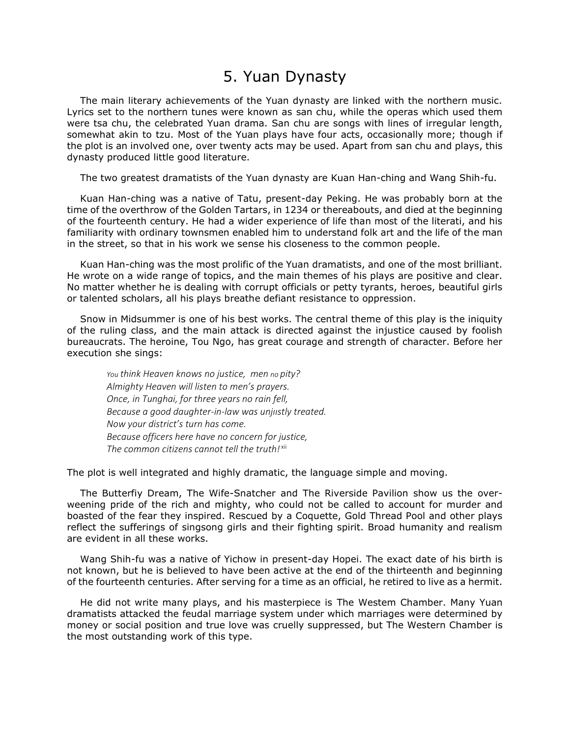# 5. Yuan Dynasty

The main literary achievements of the Yuan dynasty are linked with the northern music. Lyrics set to the northern tunes were known as san chu, while the operas which used them were tsa chu, the celebrated Yuan drama. San chu are songs with lines of irregular length, somewhat akin to tzu. Most of the Yuan plays have four acts, occasionally more; though if the plot is an involved one, over twenty acts may be used. Apart from san chu and plays, this dynasty produced little good literature.

The two greatest dramatists of the Yuan dynasty are Kuan Han-ching and Wang Shih-fu.

Kuan Han-ching was a native of Tatu, present-day Peking. He was probably born at the time of the overthrow of the Golden Tartars, in 1234 or thereabouts, and died at the beginning of the fourteenth century. He had a wider experience of life than most of the literati, and his familiarity with ordinary townsmen enabled him to understand folk art and the life of the man in the street, so that in his work we sense his closeness to the common people.

Kuan Han-ching was the most prolific of the Yuan dramatists, and one of the most brilliant. He wrote on a wide range of topics, and the main themes of his plays are positive and clear. No matter whether he is dealing with corrupt officials or petty tyrants, heroes, beautiful girls or talented scholars, all his plays breathe defiant resistance to oppression.

Snow in Midsummer is one of his best works. The central theme of this play is the iniquity of the ruling class, and the main attack is directed against the injustice caused by foolish bureaucrats. The heroine, Tou Ngo, has great courage and strength of character. Before her execution she sings:

> *You think Heaven knows no justice, men no pity?*
> *Almighty Heaven will listen to men's prayers.*
> *Once, in Tunghai, for three years no rain fell,*
> *Because a good daughter-in-law was unjustly treated.*
> *Now your district's turn has come.*
> *Because officers here have no concern for justice,*
> *The common citizens cannot tell the truth!*[xii]

The plot is well integrated and highly dramatic, the language simple and moving.

The Butterfiy Dream, The Wife-Snatcher and The Riverside Pavilion show us the over-weening pride of the rich and mighty, who could not be called to account for murder and boasted of the fear they inspired. Rescued by a Coquette, Gold Thread Pool and other plays reflect the sufferings of singsong girls and their fighting spirit. Broad humanity and realism are evident in all these works.

Wang Shih-fu was a native of Yichow in present-day Hopei. The exact date of his birth is not known, but he is believed to have been active at the end of the thirteenth and beginning of the fourteenth centuries. After serving for a time as an official, he retired to live as a hermit.

He did not write many plays, and his masterpiece is The Westem Chamber. Many Yuan dramatists attacked the feudal marriage system under which marriages were determined by money or social position and true love was cruelly suppressed, but The Western Chamber is the most outstanding work of this type.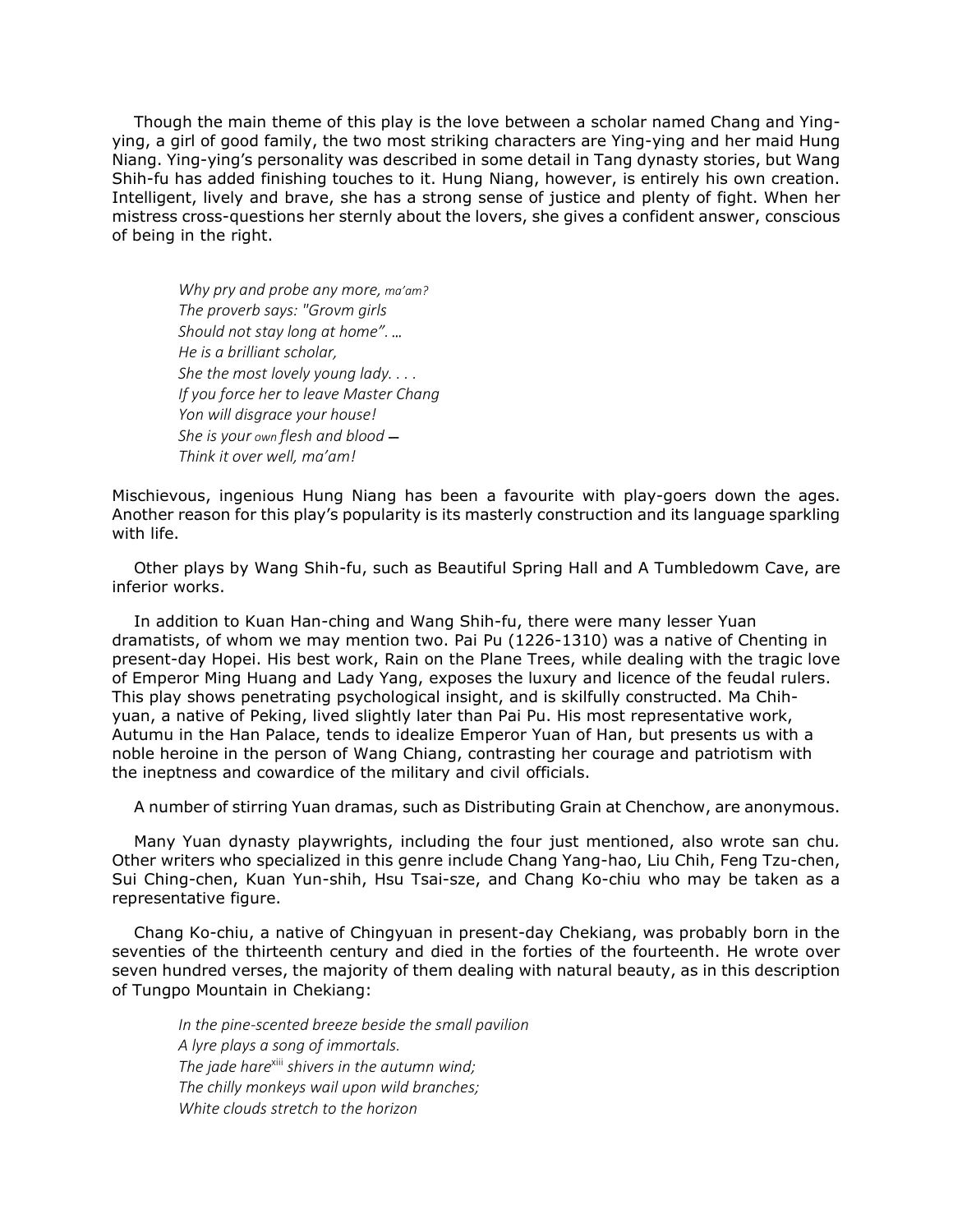Though the main theme of this play is the love between a scholar named Chang and Ying-ying, a girl of good family, the two most striking characters are Ying-ying and her maid Hung Niang. Ying-ying's personality was described in some detail in Tang dynasty stories, but Wang Shih-fu has added finishing touches to it. Hung Niang, however, is entirely his own creation. Intelligent, lively and brave, she has a strong sense of justice and plenty of fight. When her mistress cross-questions her sternly about the lovers, she gives a confident answer, conscious of being in the right.

> *Why pry and probe any more, ma'am?*
> *The proverb says: "Grovm girls*
> *Should not stay long at home". …*
> *He is a brilliant scholar,*
> *She the most lovely young lady. . . .*
> *If you force her to leave Master Chang*
> *Yon will disgrace your house!*
> *She is your own flesh and blood —*
> *Think it over well, ma'am!*

Mischievous, ingenious Hung Niang has been a favourite with play-goers down the ages. Another reason for this play's popularity is its masterly construction and its language sparkling with life.

Other plays by Wang Shih-fu, such as Beautiful Spring Hall and A Tumbledowm Cave, are inferior works.

In addition to Kuan Han-ching and Wang Shih-fu, there were many lesser Yuan dramatists, of whom we may mention two. Pai Pu (1226-1310) was a native of Chenting in present-day Hopei. His best work, Rain on the Plane Trees, while dealing with the tragic love of Emperor Ming Huang and Lady Yang, exposes the luxury and licence of the feudal rulers. This play shows penetrating psychological insight, and is skilfully constructed. Ma Chih-yuan, a native of Peking, lived slightly later than Pai Pu. His most representative work, Autumu in the Han Palace, tends to idealize Emperor Yuan of Han, but presents us with a noble heroine in the person of Wang Chiang, contrasting her courage and patriotism with the ineptness and cowardice of the military and civil officials.

A number of stirring Yuan dramas, such as Distributing Grain at Chenchow, are anonymous.

Many Yuan dynasty playwrights, including the four just mentioned, also wrote san chu*.* Other writers who specialized in this genre include Chang Yang-hao, Liu Chih, Feng Tzu-chen, Sui Ching-chen, Kuan Yun-shih, Hsu Tsai-sze, and Chang Ko-chiu who may be taken as a representative figure.

Chang Ko-chiu, a native of Chingyuan in present-day Chekiang, was probably born in the seventies of the thirteenth century and died in the forties of the fourteenth. He wrote over seven hundred verses, the majority of them dealing with natural beauty, as in this description of Tungpo Mountain in Chekiang:

> *In the pine-scented breeze beside the small pavilion*
> *A lyre plays a song of immortals.*
> *The jade hare[xiii] shivers in the autumn wind;*
> *The chilly monkeys wail upon wild branches;*
> *White clouds stretch to the horizon*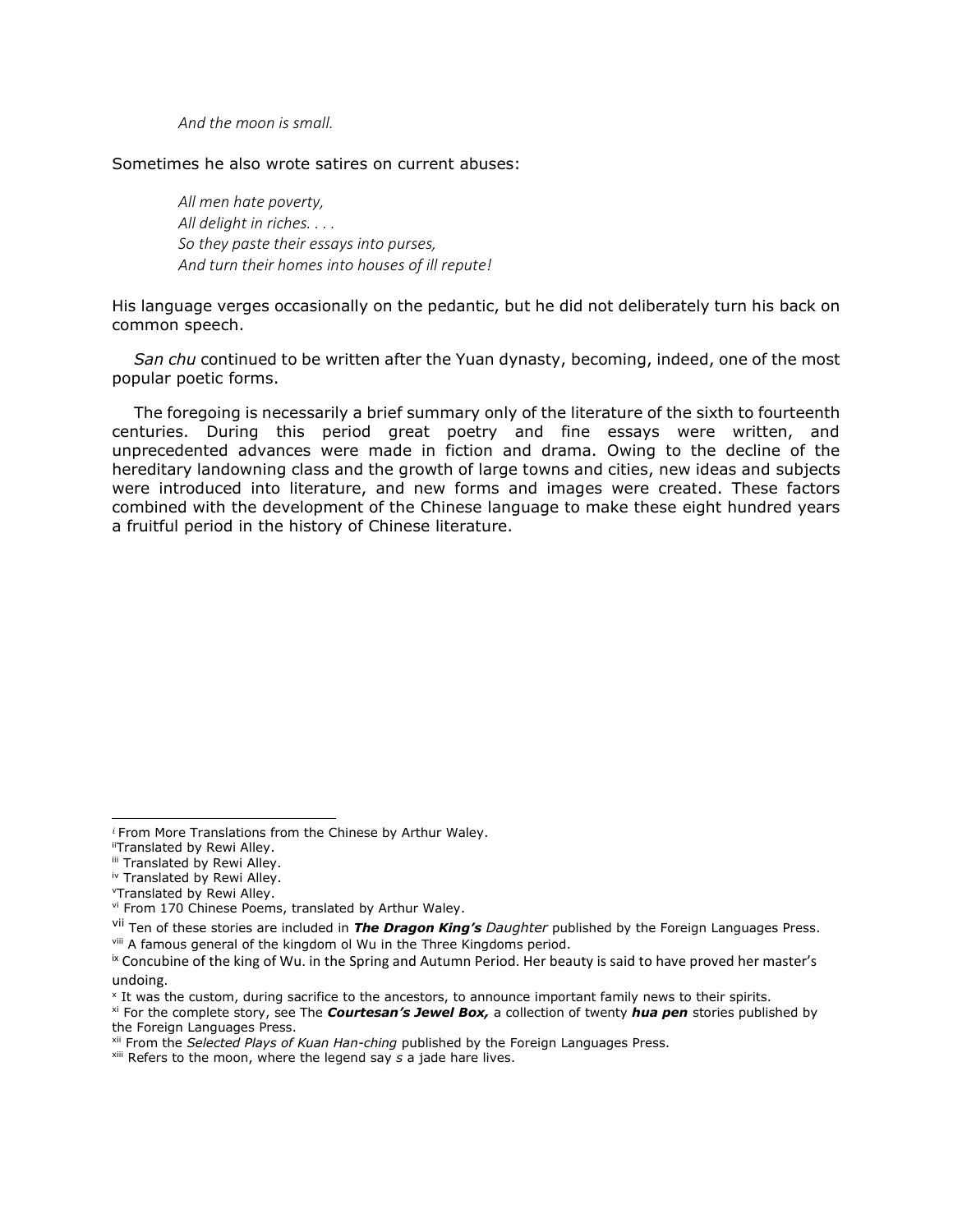*And the moon is small.*

Sometimes he also wrote satires on current abuses:

*All men hate poverty,*
*All delight in riches. . . .*
*So they paste their essays into purses,*
*And turn their homes into houses of ill repute!*

His language verges occasionally on the pedantic, but he did not deliberately turn his back on common speech.

*San chu* continued to be written after the Yuan dynasty, becoming, indeed, one of the most popular poetic forms.

The foregoing is necessarily a brief summary only of the literature of the sixth to fourteenth centuries. During this period great poetry and fine essays were written, and unprecedented advances were made in fiction and drama. Owing to the decline of the hereditary landowning class and the growth of large towns and cities, new ideas and subjects were introduced into literature, and new forms and images were created. These factors combined with the development of the Chinese language to make these eight hundred years a fruitful period in the history of Chinese literature.

---

[i] From More Translations from the Chinese by Arthur Waley.
[ii] Translated by Rewi Alley.
[iii] Translated by Rewi Alley.
[iv] Translated by Rewi Alley.
[v] Translated by Rewi Alley.
[vi] From 170 Chinese Poems, translated by Arthur Waley.
[vii] Ten of these stories are included in ***The Dragon King's*** *Daughter* published by the Foreign Languages Press.
[viii] A famous general of the kingdom ol Wu in the Three Kingdoms period.
[ix] Concubine of the king of Wu. in the Spring and Autumn Period. Her beauty is said to have proved her master's undoing.
[x] It was the custom, during sacrifice to the ancestors, to announce important family news to their spirits.
[xi] For the complete story, see The ***Courtesan's Jewel Box,*** a collection of twenty ***hua pen*** stories published by the Foreign Languages Press.
[xii] From the *Selected Plays of Kuan Han-ching* published by the Foreign Languages Press.
[xiii] Refers to the moon, where the legend say *s* a jade hare lives.